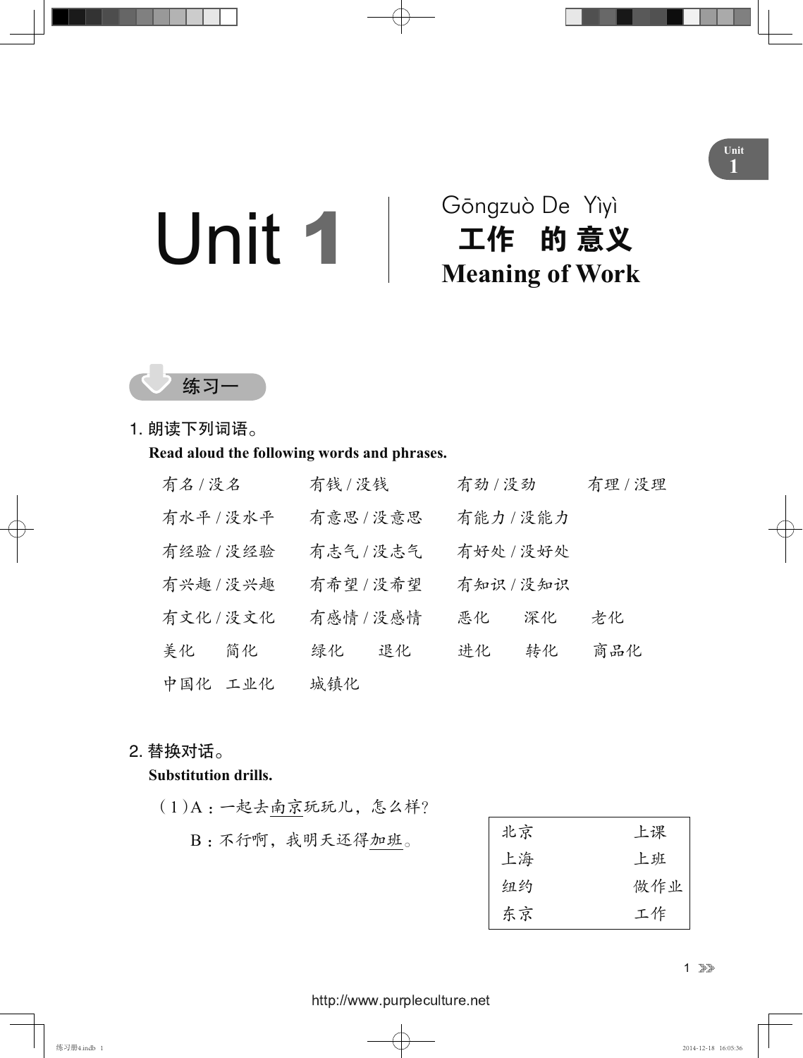// Unit 1
# Unit 1

Gōngzuò De Yìyì
**工作 的 意义**
**Meaning of Work**

## 练习一

1. 朗读下列词语。
**Read aloud the following words and phrases.**

有名 / 没名　　有钱 / 没钱　　有劲 / 没劲　　有理 / 没理
有水平 / 没水平　　有意思 / 没意思　　有能力 / 没能力
有经验 / 没经验　　有志气 / 没志气　　有好处 / 没好处
有兴趣 / 没兴趣　　有希望 / 没希望　　有知识 / 没知识
有文化 / 没文化　　有感情 / 没感情　　恶化　　深化　　老化
美化　　简化　　绿化　　退化　　进化　　转化　　商品化
中国化　　工业化　　城镇化

2. 替换对话。
**Substitution drills.**

（1）A：一起去南京玩玩儿，怎么样？
　　B：不行啊，我明天还得加班。

| | |
|---|---|
| 北京 | 上课 |
| 上海 | 上班 |
| 纽约 | 做作业 |
| 东京 | 工作 |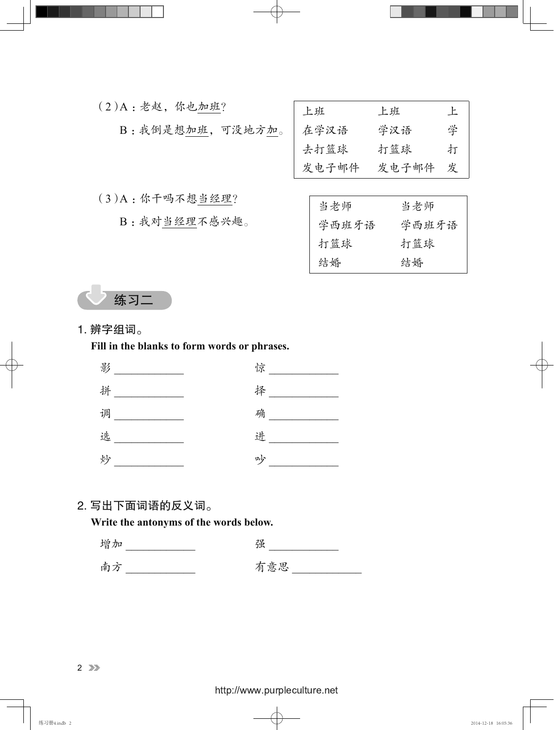(2) A：老赵，你也<u>加班</u>？

B：我倒是想<u>加班</u>，可没地方<u>加</u>。

| | | |
|---|---|---|
| 上班 | 上班 | 上 |
| 在学汉语 | 学汉语 | 学 |
| 去打篮球 | 打篮球 | 打 |
| 发电子邮件 | 发电子邮件 | 发 |

(3) A：你干吗不想<u>当经理</u>？

B：我对<u>当经理</u>不感兴趣。

| | |
|---|---|
| 当老师 | 当老师 |
| 学西班牙语 | 学西班牙语 |
| 打篮球 | 打篮球 |
| 结婚 | 结婚 |

## 练习二

1. 辨字组词。

**Fill in the blanks to form words or phrases.**

影 ____________　　　惊 ____________

拼 ____________　　　择 ____________

调 ____________　　　确 ____________

选 ____________　　　进 ____________

炒 ____________　　　吵 ____________

2. 写出下面词语的反义词。

**Write the antonyms of the words below.**

增加 ____________　　　强 ____________

南方 ____________　　　有意思 ____________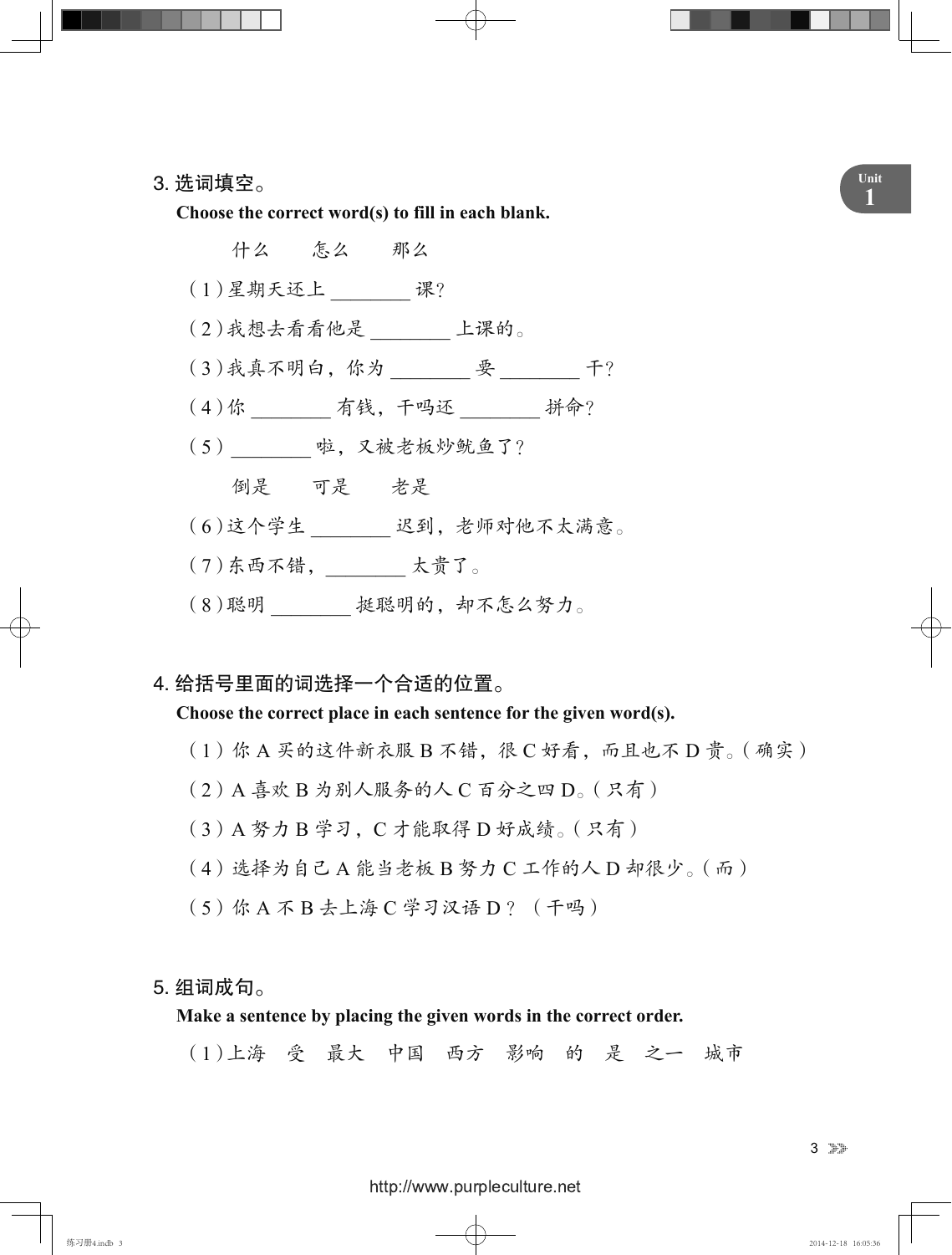3. 选词填空。

**Choose the correct word(s) to fill in each blank.**

什么　　怎么　　那么

（1）星期天还上 ________ 课？

（2）我想去看看他是 ________ 上课的。

（3）我真不明白，你为 ________ 要 ________ 干？

（4）你 ________ 有钱，干吗还 ________ 拼命？

（5）________ 啦，又被老板炒鱿鱼了？

倒是　　可是　　老是

（6）这个学生 ________ 迟到，老师对他不太满意。

（7）东西不错，________ 太贵了。

（8）聪明 ________ 挺聪明的，却不怎么努力。

4. 给括号里面的词选择一个合适的位置。

**Choose the correct place in each sentence for the given word(s).**

（1）你 A 买的这件新衣服 B 不错，很 C 好看，而且也不 D 贵。（确实）

（2）A 喜欢 B 为别人服务的人 C 百分之四 D。（只有）

（3）A 努力 B 学习，C 才能取得 D 好成绩。（只有）

（4）选择为自己 A 能当老板 B 努力 C 工作的人 D 却很少。（而）

（5）你 A 不 B 去上海 C 学习汉语 D？（干吗）

5. 组词成句。

**Make a sentence by placing the given words in the correct order.**

（1）上海　受　最大　中国　西方　影响　的　是　之一　城市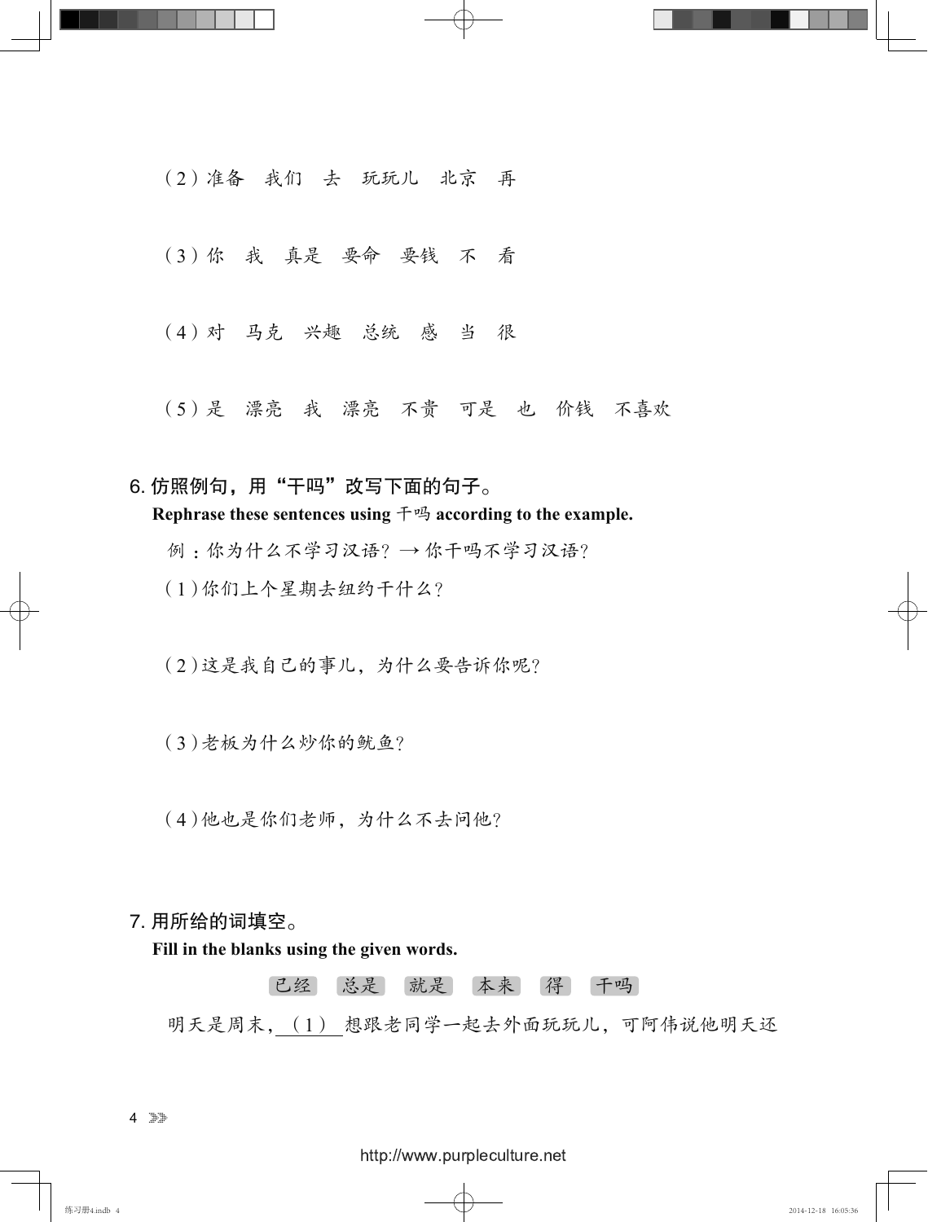（2）准备　我们　去　玩玩儿　北京　再

（3）你　我　真是　要命　要钱　不　看

（4）对　马克　兴趣　总统　感　当　很

（5）是　漂亮　我　漂亮　不贵　可是　也　价钱　不喜欢

## 6. 仿照例句，用“干吗”改写下面的句子。

**Rephrase these sentences using 干吗 according to the example.**

例：你为什么不学习汉语？→ 你干吗不学习汉语？

（1）你们上个星期去纽约干什么？

（2）这是我自己的事儿，为什么要告诉你呢？

（3）老板为什么炒你的鱿鱼？

（4）他也是你们老师，为什么不去问他？

## 7. 用所给的词填空。

**Fill in the blanks using the given words.**

已经　总是　就是　本来　得　干吗

明天是周末，（1）＿＿想跟老同学一起去外面玩玩儿，可阿伟说他明天还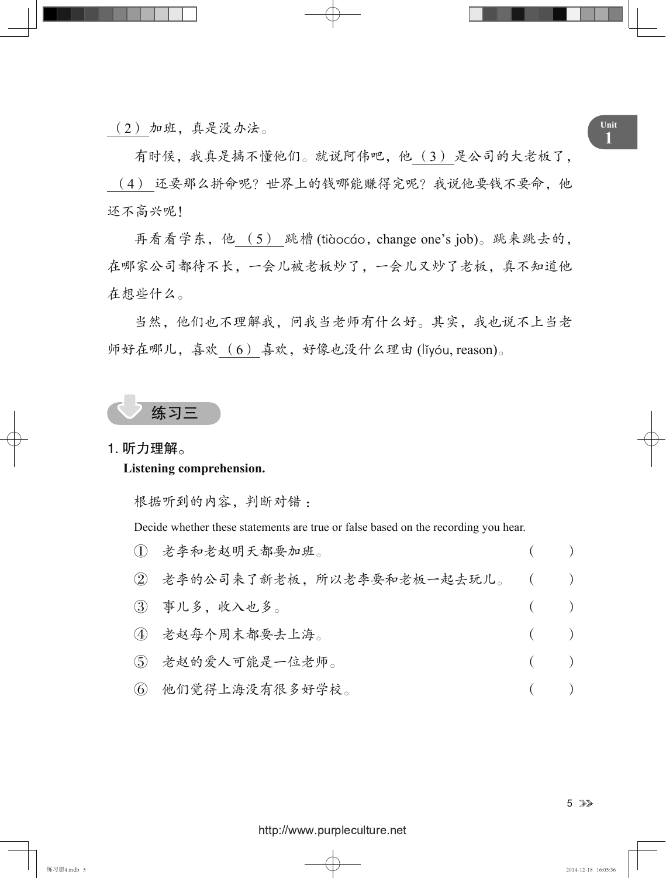（2）加班，真是没办法。

有时候，我真是搞不懂他们。就说阿伟吧，他（3）是公司的大老板了，（4）还要那么拼命呢？世界上的钱哪能赚得完呢？我说他要钱不要命，他还不高兴呢！

再看看学东，他（5）跳槽 (tiàocáo，change one's job)。跳来跳去的，在哪家公司都待不长，一会儿被老板炒了，一会儿又炒了老板，真不知道他在想些什么。

当然，他们也不理解我，问我当老师有什么好。其实，我也说不上当老师好在哪儿，喜欢（6）喜欢，好像也没什么理由 (lǐyóu, reason)。

## 练习三

### 1. 听力理解。

**Listening comprehension.**

根据听到的内容，判断对错：

Decide whether these statements are true or false based on the recording you hear.

① 老李和老赵明天都要加班。（　　）

② 老李的公司来了新老板，所以老李要和老板一起去玩儿。（　　）

③ 事儿多，收入也多。（　　）

④ 老赵每个周末都要去上海。（　　）

⑤ 老赵的爱人可能是一位老师。（　　）

⑥ 他们觉得上海没有很多好学校。（　　）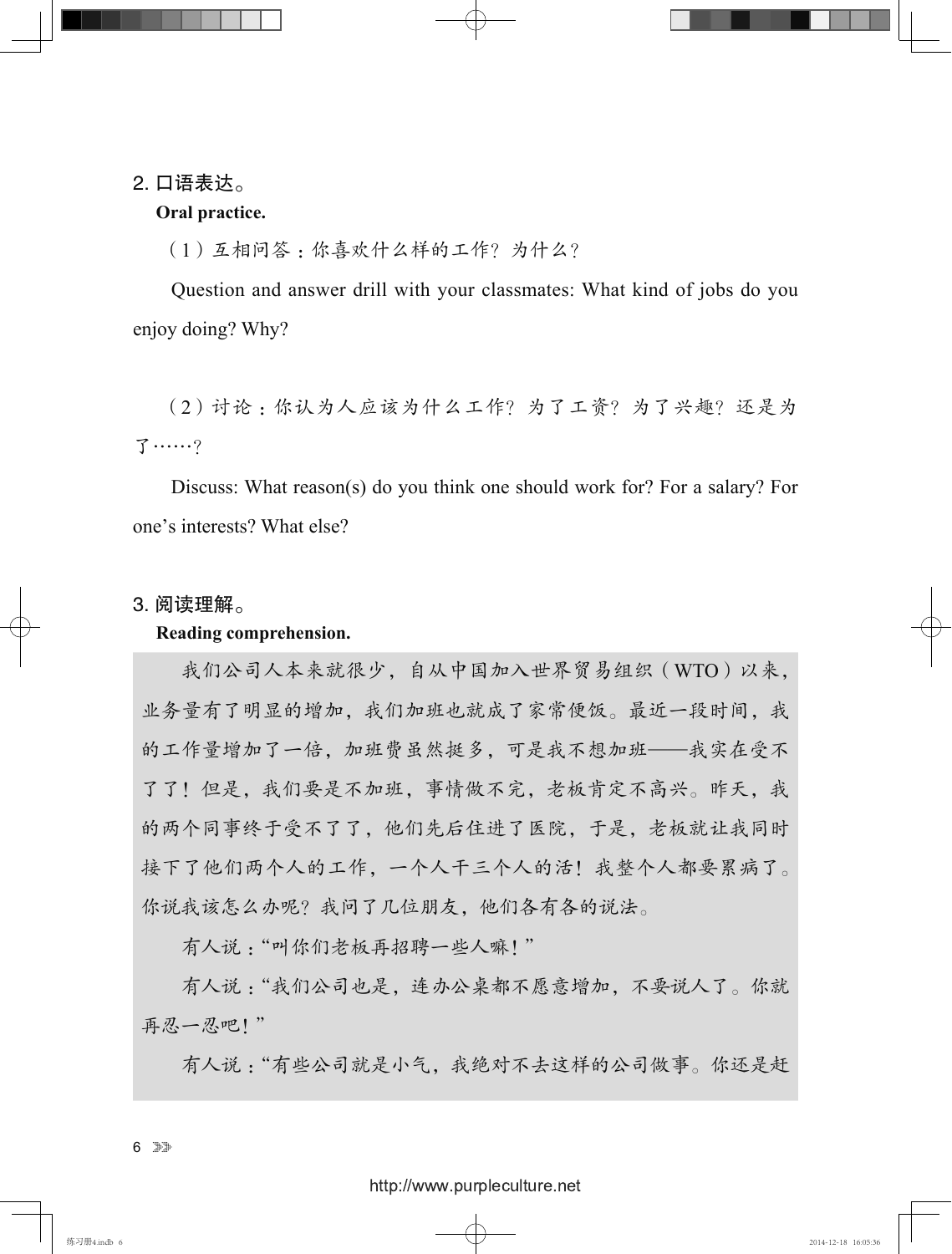2. 口语表达。

**Oral practice.**

（1）互相问答：你喜欢什么样的工作？为什么？

Question and answer drill with your classmates: What kind of jobs do you enjoy doing? Why?

（2）讨论：你认为人应该为什么工作？为了工资？为了兴趣？还是为了……？

Discuss: What reason(s) do you think one should work for? For a salary? For one's interests? What else?

3. 阅读理解。

**Reading comprehension.**

我们公司人本来就很少，自从中国加入世界贸易组织（WTO）以来，业务量有了明显的增加，我们加班也就成了家常便饭。最近一段时间，我的工作量增加了一倍，加班费虽然挺多，可是我不想加班——我实在受不了了！但是，我们要是不加班，事情做不完，老板肯定不高兴。昨天，我的两个同事终于受不了了，他们先后住进了医院，于是，老板就让我同时接下了他们两个人的工作，一个人干三个人的活！我整个人都要累病了。你说我该怎么办呢？我问了几位朋友，他们各有各的说法。

有人说："叫你们老板再招聘一些人嘛！"

有人说："我们公司也是，连办公桌都不愿意增加，不要说人了。你就再忍一忍吧！"

有人说："有些公司就是小气，我绝对不去这样的公司做事。你还是赶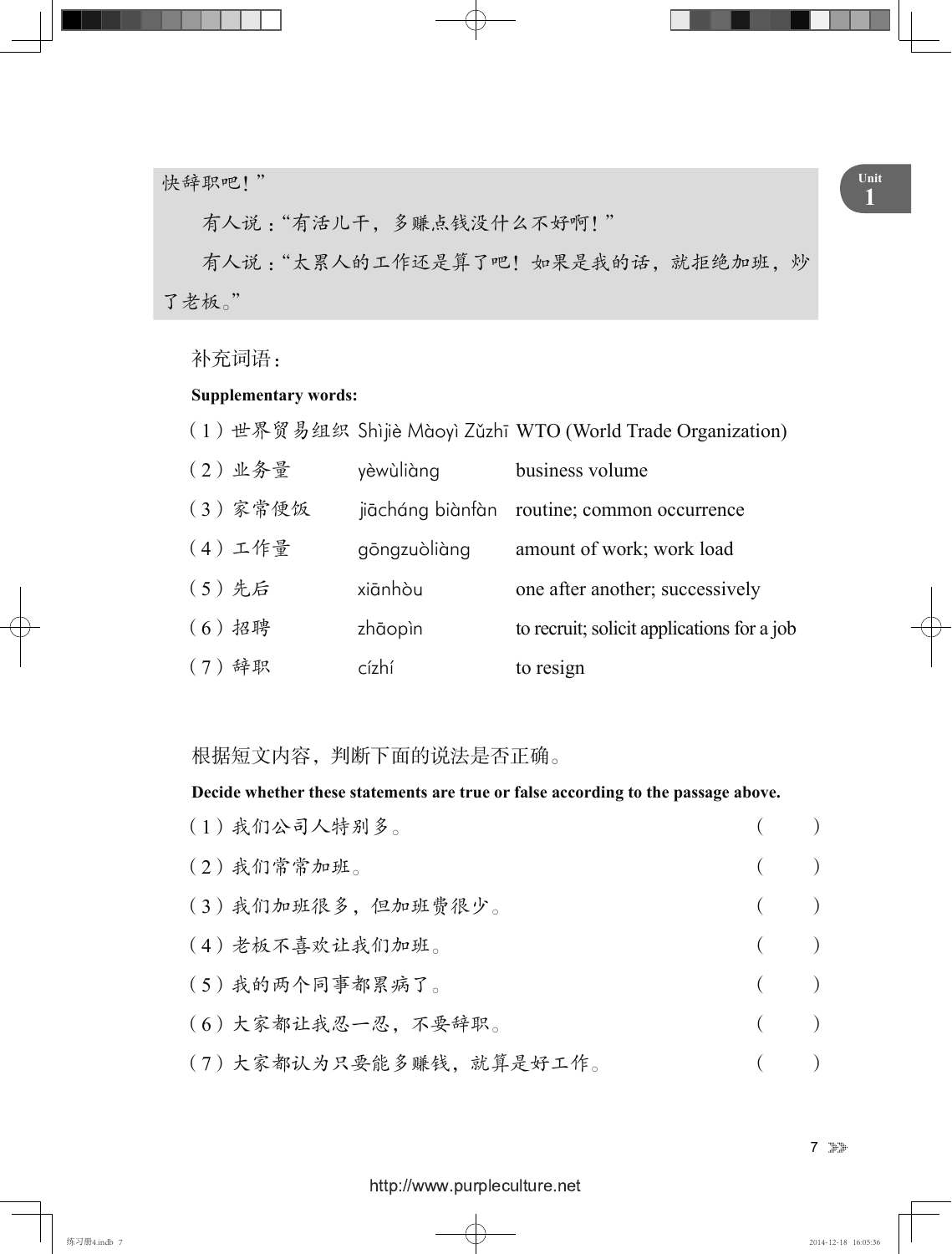快辞职吧！”

有人说："有活儿干，多赚点钱没什么不好啊！"

有人说："太累人的工作还是算了吧！如果是我的话，就拒绝加班，炒了老板。"

补充词语：

**Supplementary words:**

| | | |
|---|---|---|
| （1）世界贸易组织 | Shìjiè Màoyì Zǔzhī | WTO (World Trade Organization) |
| （2）业务量 | yèwùliàng | business volume |
| （3）家常便饭 | jiācháng biànfàn | routine; common occurrence |
| （4）工作量 | gōngzuòliàng | amount of work; work load |
| （5）先后 | xiānhòu | one after another; successively |
| （6）招聘 | zhāopìn | to recruit; solicit applications for a job |
| （7）辞职 | cízhí | to resign |

根据短文内容，判断下面的说法是否正确。

**Decide whether these statements are true or false according to the passage above.**

（1）我们公司人特别多。（　　）

（2）我们常常加班。（　　）

（3）我们加班很多，但加班费很少。（　　）

（4）老板不喜欢让我们加班。（　　）

（5）我的两个同事都累病了。（　　）

（6）大家都让我忍一忍，不要辞职。（　　）

（7）大家都认为只要能多赚钱，就算是好工作。（　　）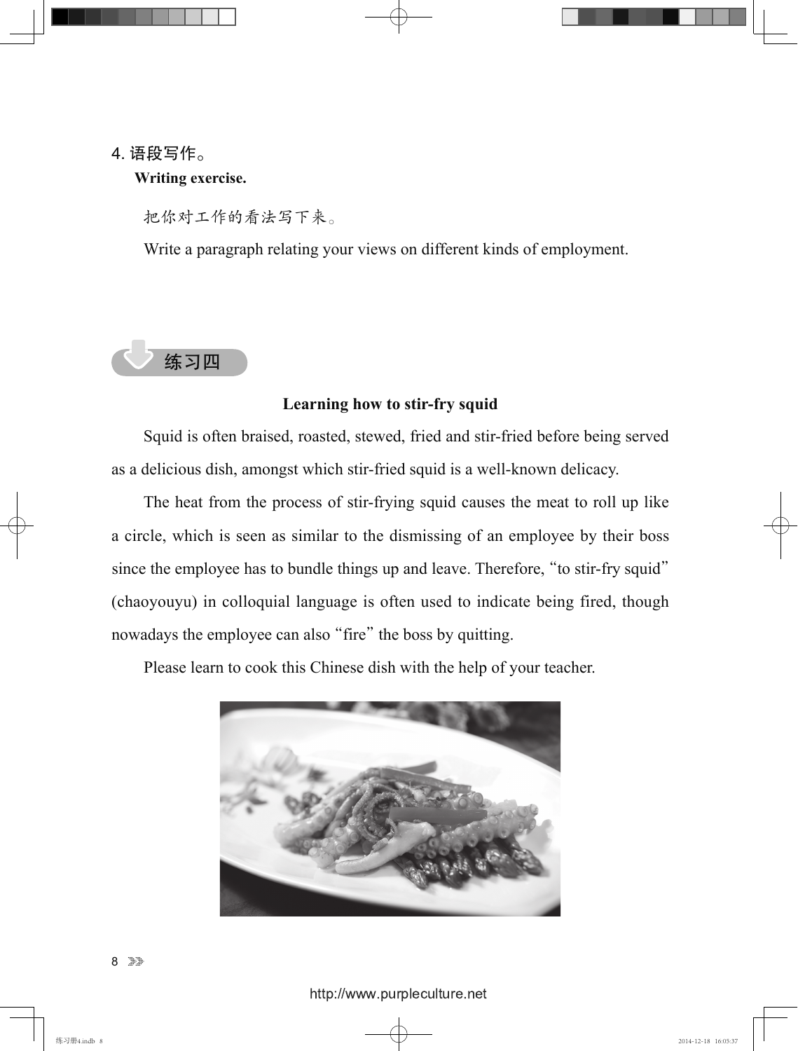4. 语段写作。

**Writing exercise.**

把你对工作的看法写下来。

Write a paragraph relating your views on different kinds of employment.

## 练习四

### Learning how to stir-fry squid

Squid is often braised, roasted, stewed, fried and stir-fried before being served as a delicious dish, amongst which stir-fried squid is a well-known delicacy.

The heat from the process of stir-frying squid causes the meat to roll up like a circle, which is seen as similar to the dismissing of an employee by their boss since the employee has to bundle things up and leave. Therefore, "to stir-fry squid" (chaoyouyu) in colloquial language is often used to indicate being fired, though nowadays the employee can also "fire" the boss by quitting.

Please learn to cook this Chinese dish with the help of your teacher.